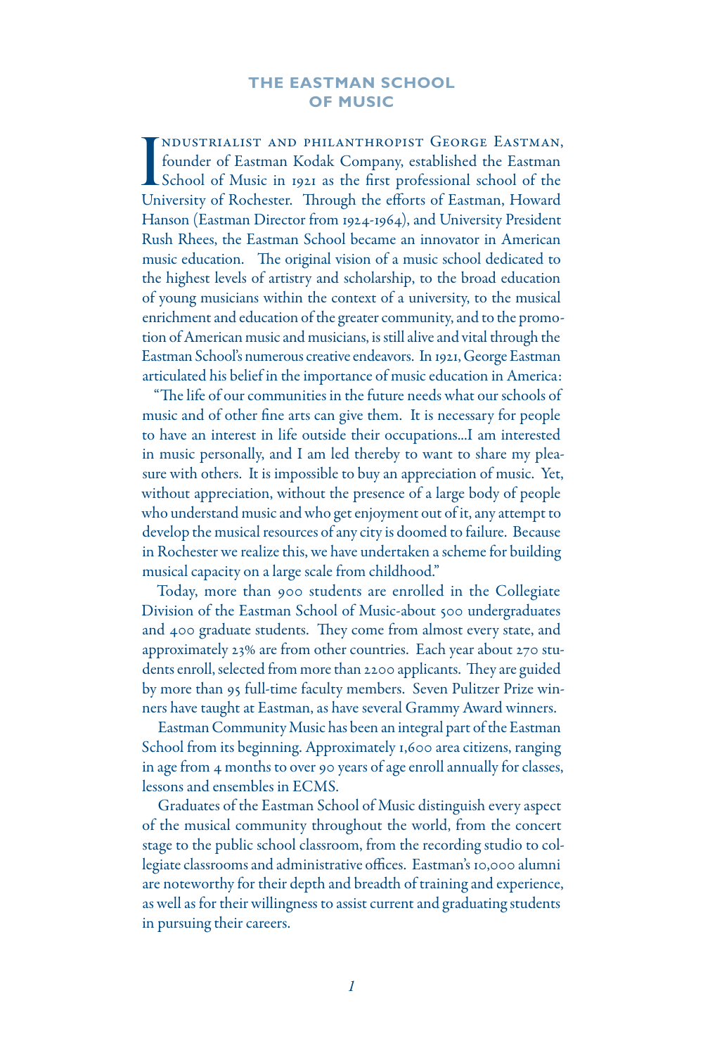# THE EASTMAN SCHOOL OF MUSIC

Industrialist and philanthropist George Eastman, founder of Eastman Kodak Company, established the Eastman School of Music in 1921 as the first professional school of the University of Rochester. Through the efforts of Eastman, Howard Hanson (Eastman Director from 1924-1964), and University President Rush Rhees, the Eastman School became an innovator in American music education. The original vision of a music school dedicated to the highest levels of artistry and scholarship, to the broad education of young musicians within the context of a university, to the musical enrichment and education of the greater community, and to the promotion of American music and musicians, is still alive and vital through the Eastman School's numerous creative endeavors. In 1921, George Eastman articulated his belief in the importance of music education in America:

"The life of our communities in the future needs what our schools of music and of other fine arts can give them. It is necessary for people to have an interest in life outside their occupations...I am interested in music personally, and I am led thereby to want to share my pleasure with others. It is impossible to buy an appreciation of music. Yet, without appreciation, without the presence of a large body of people who understand music and who get enjoyment out of it, any attempt to develop the musical resources of any city is doomed to failure. Because in Rochester we realize this, we have undertaken a scheme for building musical capacity on a large scale from childhood."

Today, more than 900 students are enrolled in the Collegiate Division of the Eastman School of Music-about 500 undergraduates and 400 graduate students. They come from almost every state, and approximately 23% are from other countries. Each year about 270 students enroll, selected from more than 2200 applicants. They are guided by more than 95 full-time faculty members. Seven Pulitzer Prize winners have taught at Eastman, as have several Grammy Award winners.

Eastman Community Music has been an integral part of the Eastman School from its beginning. Approximately 1,600 area citizens, ranging in age from 4 months to over 90 years of age enroll annually for classes, lessons and ensembles in ECMS.

Graduates of the Eastman School of Music distinguish every aspect of the musical community throughout the world, from the concert stage to the public school classroom, from the recording studio to collegiate classrooms and administrative offices. Eastman's 10,000 alumni are noteworthy for their depth and breadth of training and experience, as well as for their willingness to assist current and graduating students in pursuing their careers.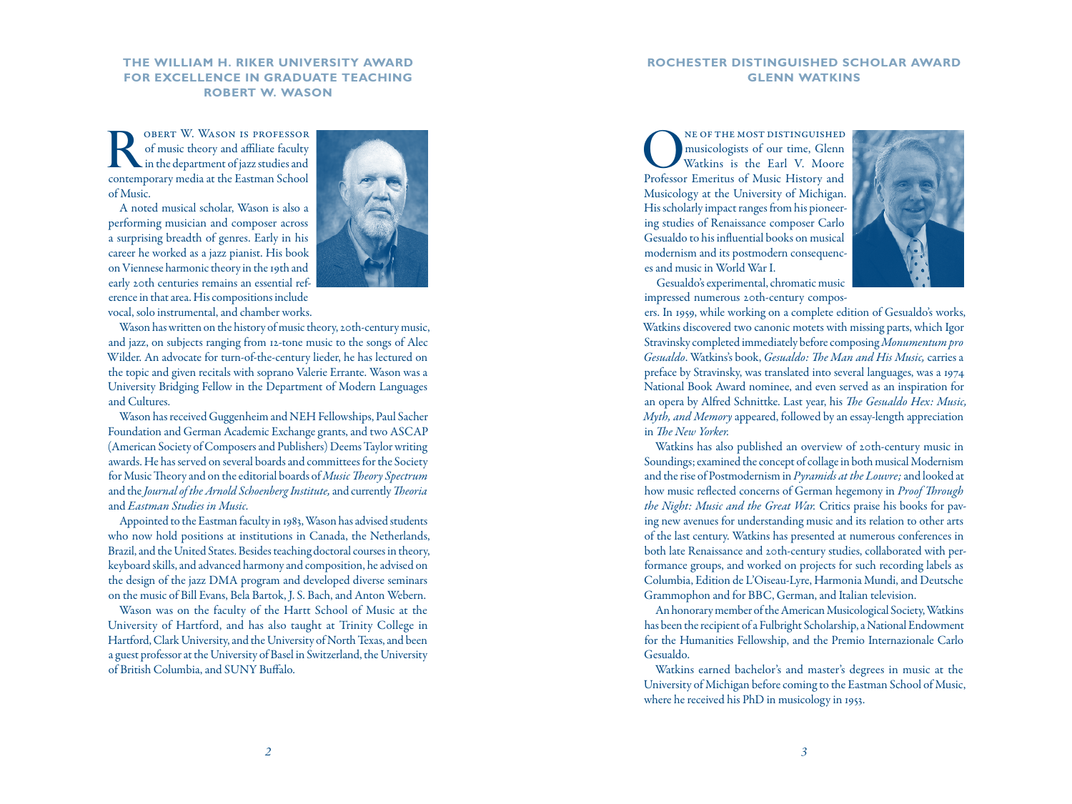## THE WILLIAM H. RIKER UNIVERSITY AWARD FOR EXCELLENCE IN GRADUATE TEACHING ROBERT W. WASON

Robert W. Wason is professor of music theory and affiliate faculty in the department of jazz studies and contemporary media at the Eastman School of Music.

A noted musical scholar, Wason is also a performing musician and composer across a surprising breadth of genres. Early in his career he worked as a jazz pianist. His book on Viennese harmonic theory in the 19th and early 20th centuries remains an essential reference in that area. His compositions include vocal, solo instrumental, and chamber works.

Wason has written on the history of music theory, 20th-century music, and jazz, on subjects ranging from 12-tone music to the songs of Alec Wilder. An advocate for turn-of-the-century lieder, he has lectured on the topic and given recitals with soprano Valerie Errante. Wason was a University Bridging Fellow in the Department of Modern Languages and Cultures.

Wason has received Guggenheim and NEH Fellowships, Paul Sacher Foundation and German Academic Exchange grants, and two ASCAP (American Society of Composers and Publishers) Deems Taylor writing awards. He has served on several boards and committees for the Society for Music Theory and on the editorial boards of *Music Theory Spectrum* and the *Journal of the Arnold Schoenberg Institute,* and currently *Theoria* and *Eastman Studies in Music.*

Appointed to the Eastman faculty in 1983, Wason has advised students who now hold positions at institutions in Canada, the Netherlands, Brazil, and the United States. Besides teaching doctoral courses in theory, keyboard skills, and advanced harmony and composition, he advised on the design of the jazz DMA program and developed diverse seminars on the music of Bill Evans, Bela Bartok, J. S. Bach, and Anton Webern.

Wason was on the faculty of the Hartt School of Music at the University of Hartford, and has also taught at Trinity College in Hartford, Clark University, and the University of North Texas, and been a guest professor at the University of Basel in Switzerland, the University of British Columbia, and SUNY Buffalo.

## ROCHESTER DISTINGUISHED SCHOLAR AWARD GLENN WATKINS

One of the most distinguished musicologists of our time, Glenn Watkins is the Earl V. Moore Professor Emeritus of Music History and Musicology at the University of Michigan. His scholarly impact ranges from his pioneering studies of Renaissance composer Carlo Gesualdo to his influential books on musical modernism and its postmodern consequences and music in World War I.

Gesualdo's experimental, chromatic music impressed numerous 20th-century composers. In 1959, while working on a complete edition of Gesualdo's works, Watkins discovered two canonic motets with missing parts, which Igor Stravinsky completed immediately before composing *Monumentum pro Gesualdo*. Watkins's book, *Gesualdo: The Man and His Music,* carries a preface by Stravinsky, was translated into several languages, was a 1974 National Book Award nominee, and even served as an inspiration for an opera by Alfred Schnittke. Last year, his *The Gesualdo Hex: Music, Myth, and Memory* appeared, followed by an essay-length appreciation in *The New Yorker.*

Watkins has also published an overview of 20th-century music in Soundings; examined the concept of collage in both musical Modernism and the rise of Postmodernism in *Pyramids at the Louvre;* and looked at how music reflected concerns of German hegemony in *Proof Through the Night: Music and the Great War.* Critics praise his books for paving new avenues for understanding music and its relation to other arts of the last century. Watkins has presented at numerous conferences in both late Renaissance and 20th-century studies, collaborated with performance groups, and worked on projects for such recording labels as Columbia, Edition de L'Oiseau-Lyre, Harmonia Mundi, and Deutsche Grammophon and for BBC, German, and Italian television.

An honorary member of the American Musicological Society, Watkins has been the recipient of a Fulbright Scholarship, a National Endowment for the Humanities Fellowship, and the Premio Internazionale Carlo Gesualdo.

Watkins earned bachelor's and master's degrees in music at the University of Michigan before coming to the Eastman School of Music, where he received his PhD in musicology in 1953.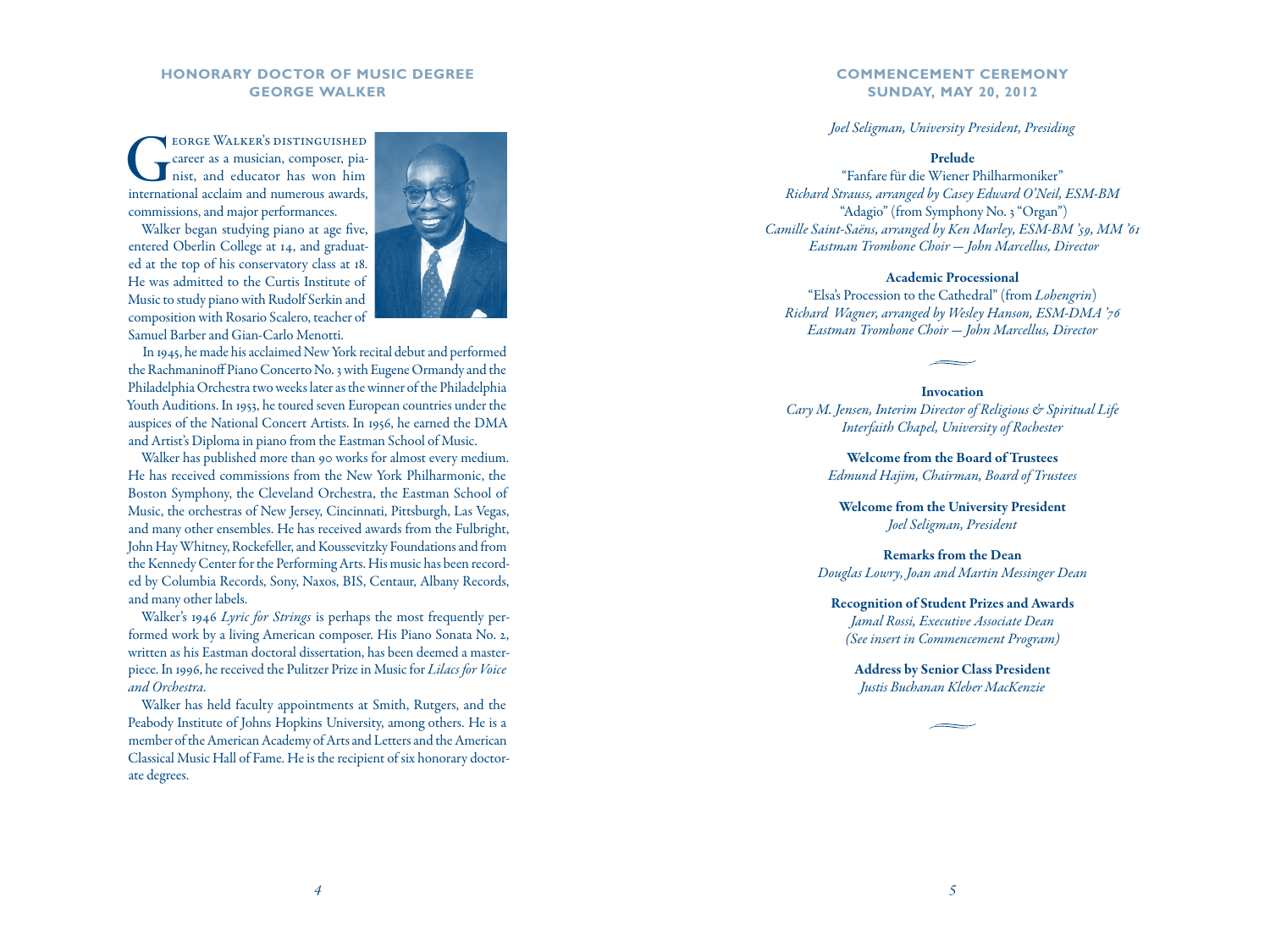## HONORARY DOCTOR OF MUSIC DEGREE
## GEORGE WALKER

George Walker's distinguished career as a musician, composer, pianist, and educator has won him international acclaim and numerous awards, commissions, and major performances.

Walker began studying piano at age five, entered Oberlin College at 14, and graduated at the top of his conservatory class at 18. He was admitted to the Curtis Institute of Music to study piano with Rudolf Serkin and composition with Rosario Scalero, teacher of Samuel Barber and Gian-Carlo Menotti.

In 1945, he made his acclaimed New York recital debut and performed the Rachmaninoff Piano Concerto No. 3 with Eugene Ormandy and the Philadelphia Orchestra two weeks later as the winner of the Philadelphia Youth Auditions. In 1953, he toured seven European countries under the auspices of the National Concert Artists. In 1956, he earned the DMA and Artist's Diploma in piano from the Eastman School of Music.

Walker has published more than 90 works for almost every medium. He has received commissions from the New York Philharmonic, the Boston Symphony, the Cleveland Orchestra, the Eastman School of Music, the orchestras of New Jersey, Cincinnati, Pittsburgh, Las Vegas, and many other ensembles. He has received awards from the Fulbright, John Hay Whitney, Rockefeller, and Koussevitzky Foundations and from the Kennedy Center for the Performing Arts. His music has been recorded by Columbia Records, Sony, Naxos, BIS, Centaur, Albany Records, and many other labels.

Walker's 1946 *Lyric for Strings* is perhaps the most frequently performed work by a living American composer. His Piano Sonata No. 2, written as his Eastman doctoral dissertation, has been deemed a masterpiece. In 1996, he received the Pulitzer Prize in Music for *Lilacs for Voice and Orchestra*.

Walker has held faculty appointments at Smith, Rutgers, and the Peabody Institute of Johns Hopkins University, among others. He is a member of the American Academy of Arts and Letters and the American Classical Music Hall of Fame. He is the recipient of six honorary doctorate degrees.

## COMMENCEMENT CEREMONY
## SUNDAY, MAY 20, 2012

*Joel Seligman, University President, Presiding*

**Prelude**
"Fanfare für die Wiener Philharmoniker"
*Richard Strauss, arranged by Casey Edward O'Neil, ESM-BM*
"Adagio" (from Symphony No. 3 "Organ")
*Camille Saint-Saëns, arranged by Ken Murley, ESM-BM '59, MM '61*
*Eastman Trombone Choir — John Marcellus, Director*

**Academic Processional**
"Elsa's Procession to the Cathedral" (from *Lohengrin*)
*Richard Wagner, arranged by Wesley Hanson, ESM-DMA '76*
*Eastman Trombone Choir — John Marcellus, Director*

**Invocation**
*Cary M. Jensen, Interim Director of Religious & Spiritual Life*
*Interfaith Chapel, University of Rochester*

**Welcome from the Board of Trustees**
*Edmund Hajim, Chairman, Board of Trustees*

**Welcome from the University President**
*Joel Seligman, President*

**Remarks from the Dean**
*Douglas Lowry, Joan and Martin Messinger Dean*

**Recognition of Student Prizes and Awards**
*Jamal Rossi, Executive Associate Dean*
*(See insert in Commencement Program)*

**Address by Senior Class President**
*Justis Buchanan Kleber MacKenzie*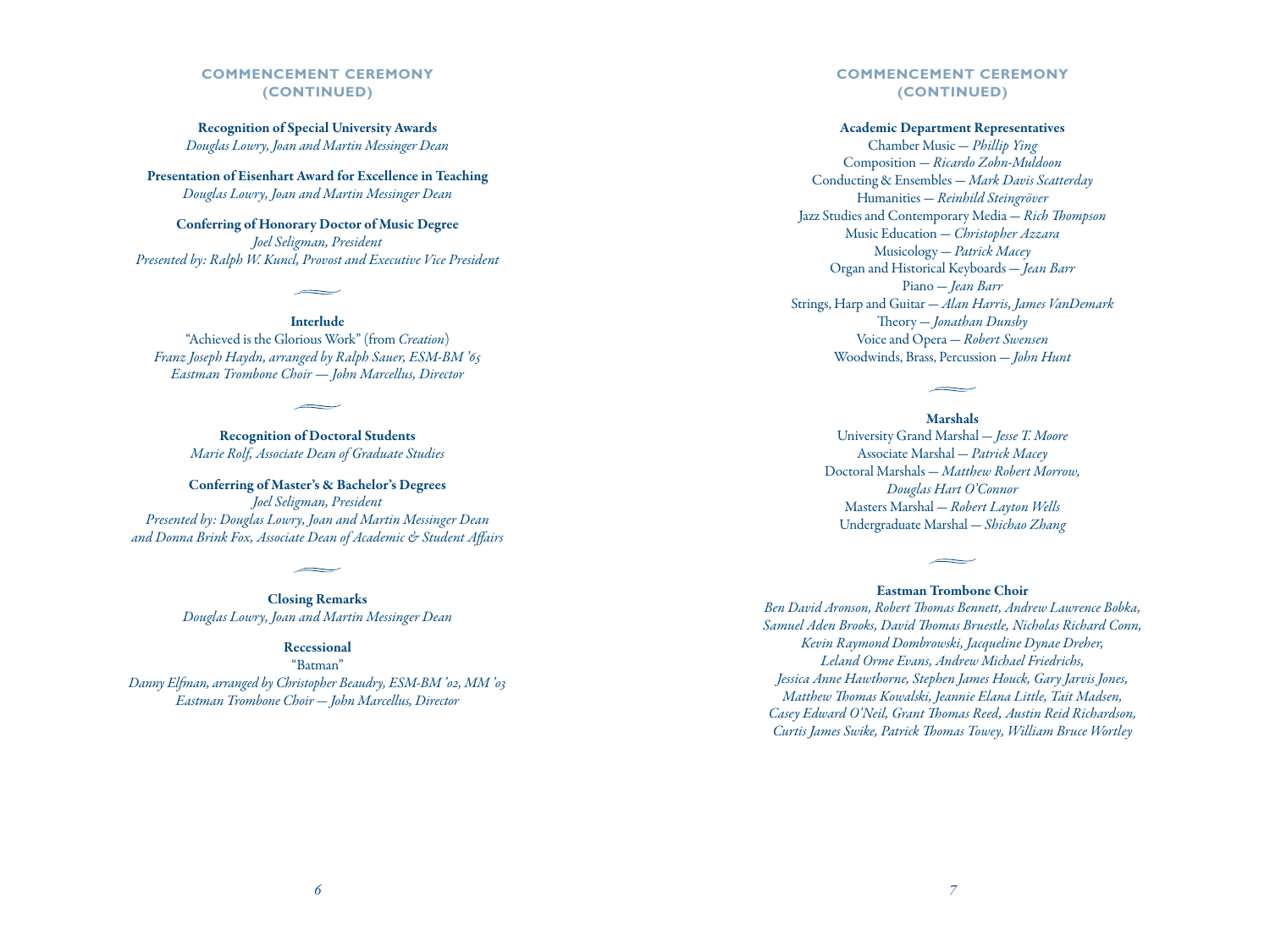## COMMENCEMENT CEREMONY (CONTINUED)

**Recognition of Special University Awards**
*Douglas Lowry, Joan and Martin Messinger Dean*

**Presentation of Eisenhart Award for Excellence in Teaching**
*Douglas Lowry, Joan and Martin Messinger Dean*

**Conferring of Honorary Doctor of Music Degree**
*Joel Seligman, President*
*Presented by: Ralph W. Kuncl, Provost and Executive Vice President*

**Interlude**
"Achieved is the Glorious Work" (from *Creation*)
*Franz Joseph Haydn, arranged by Ralph Sauer, ESM-BM '65*
*Eastman Trombone Choir — John Marcellus, Director*

**Recognition of Doctoral Students**
*Marie Rolf, Associate Dean of Graduate Studies*

**Conferring of Master's & Bachelor's Degrees**
*Joel Seligman, President*
*Presented by: Douglas Lowry, Joan and Martin Messinger Dean*
*and Donna Brink Fox, Associate Dean of Academic & Student Affairs*

**Closing Remarks**
*Douglas Lowry, Joan and Martin Messinger Dean*

**Recessional**
"Batman"
*Danny Elfman, arranged by Christopher Beaudry, ESM-BM '02, MM '03*
*Eastman Trombone Choir — John Marcellus, Director*

## COMMENCEMENT CEREMONY (CONTINUED)

**Academic Department Representatives**
Chamber Music — *Phillip Ying*
Composition — *Ricardo Zohn-Muldoon*
Conducting & Ensembles — *Mark Davis Scatterday*
Humanities — *Reinhild Steingröver*
Jazz Studies and Contemporary Media — *Rich Thompson*
Music Education — *Christopher Azzara*
Musicology — *Patrick Macey*
Organ and Historical Keyboards — *Jean Barr*
Piano — *Jean Barr*
Strings, Harp and Guitar — *Alan Harris, James VanDemark*
Theory — *Jonathan Dunsby*
Voice and Opera — *Robert Swensen*
Woodwinds, Brass, Percussion — *John Hunt*

**Marshals**
University Grand Marshal — *Jesse T. Moore*
Associate Marshal — *Patrick Macey*
Doctoral Marshals — *Matthew Robert Morrow, Douglas Hart O'Connor*
Masters Marshal — *Robert Layton Wells*
Undergraduate Marshal — *Shichao Zhang*

**Eastman Trombone Choir**
*Ben David Aronson, Robert Thomas Bennett, Andrew Lawrence Bobka, Samuel Aden Brooks, David Thomas Bruestle, Nicholas Richard Conn, Kevin Raymond Dombrowski, Jacqueline Dynae Dreher, Leland Orme Evans, Andrew Michael Friedrichs, Jessica Anne Hawthorne, Stephen James Houck, Gary Jarvis Jones, Matthew Thomas Kowalski, Jeannie Elana Little, Tait Madsen, Casey Edward O'Neil, Grant Thomas Reed, Austin Reid Richardson, Curtis James Swike, Patrick Thomas Towey, William Bruce Wortley*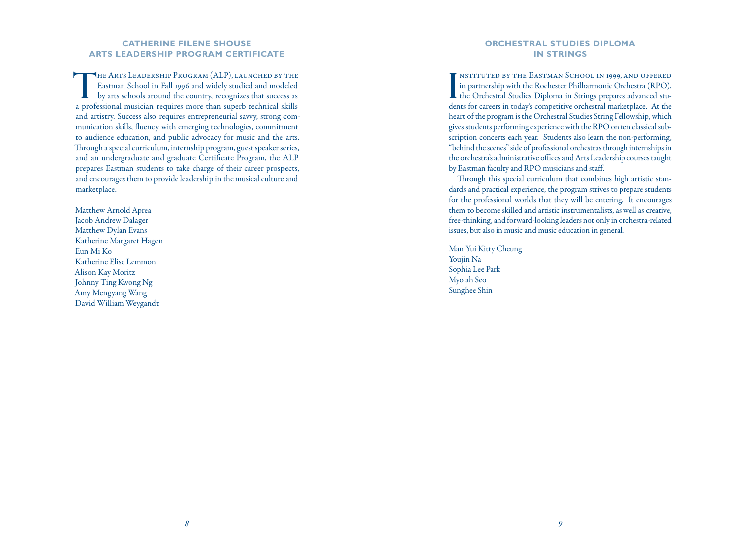## CATHERINE FILENE SHOUSE ARTS LEADERSHIP PROGRAM CERTIFICATE

The Arts Leadership Program (ALP), launched by the Eastman School in Fall 1996 and widely studied and modeled by arts schools around the country, recognizes that success as a professional musician requires more than superb technical skills and artistry. Success also requires entrepreneurial savvy, strong communication skills, fluency with emerging technologies, commitment to audience education, and public advocacy for music and the arts. Through a special curriculum, internship program, guest speaker series, and an undergraduate and graduate Certificate Program, the ALP prepares Eastman students to take charge of their career prospects, and encourages them to provide leadership in the musical culture and marketplace.

Matthew Arnold Aprea
Jacob Andrew Dalager
Matthew Dylan Evans
Katherine Margaret Hagen
Eun Mi Ko
Katherine Elise Lemmon
Alison Kay Moritz
Johnny Ting Kwong Ng
Amy Mengyang Wang
David William Weygandt

## ORCHESTRAL STUDIES DIPLOMA IN STRINGS

Instituted by the Eastman School in 1999, and offered in partnership with the Rochester Philharmonic Orchestra (RPO), the Orchestral Studies Diploma in Strings prepares advanced students for careers in today's competitive orchestral marketplace. At the heart of the program is the Orchestral Studies String Fellowship, which gives students performing experience with the RPO on ten classical subscription concerts each year. Students also learn the non-performing, "behind the scenes" side of professional orchestras through internships in the orchestra's administrative offices and Arts Leadership courses taught by Eastman faculty and RPO musicians and staff.

Through this special curriculum that combines high artistic standards and practical experience, the program strives to prepare students for the professional worlds that they will be entering. It encourages them to become skilled and artistic instrumentalists, as well as creative, free-thinking, and forward-looking leaders not only in orchestra-related issues, but also in music and music education in general.

Man Yui Kitty Cheung
Youjin Na
Sophia Lee Park
Myo ah Seo
Sunghee Shin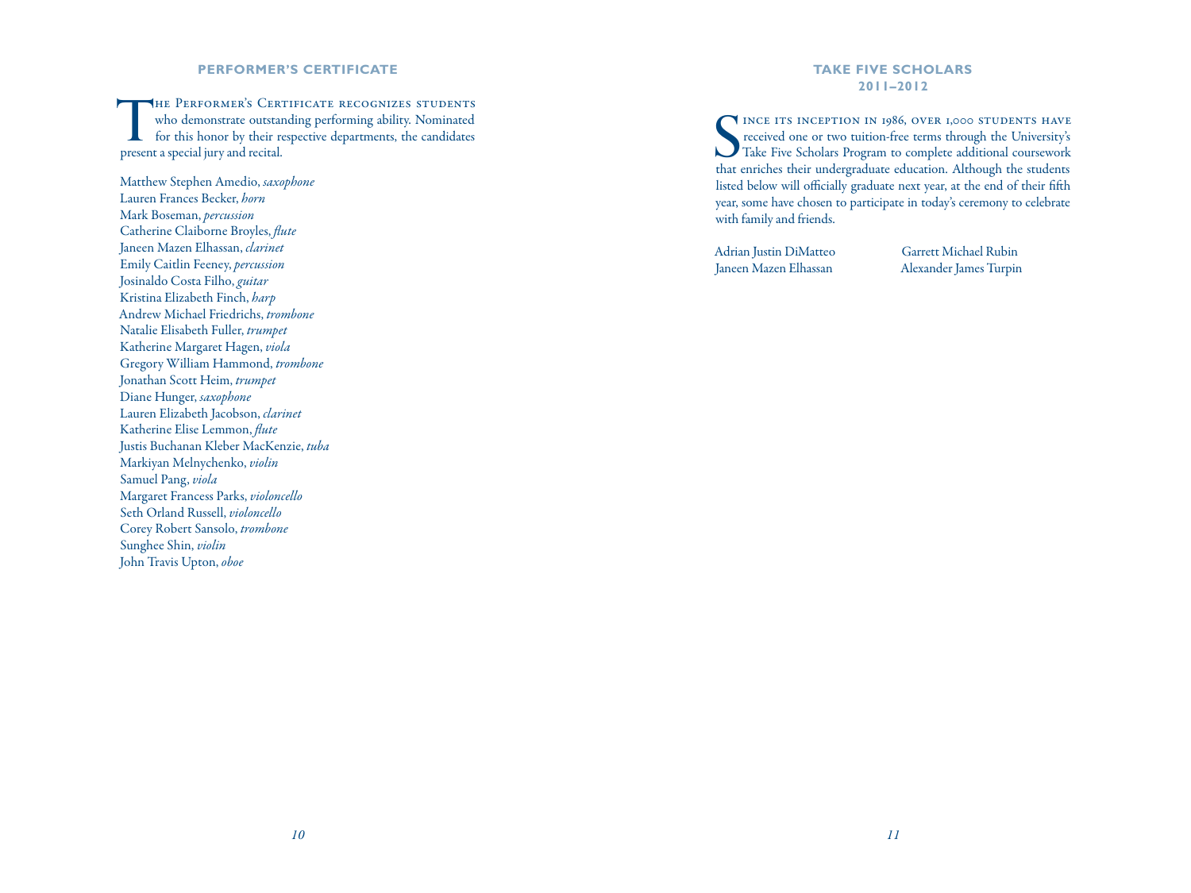## PERFORMER'S CERTIFICATE

The Performer's Certificate recognizes students who demonstrate outstanding performing ability. Nominated for this honor by their respective departments, the candidates present a special jury and recital.

Matthew Stephen Amedio, *saxophone*
Lauren Frances Becker, *horn*
Mark Boseman, *percussion*
Catherine Claiborne Broyles, *flute*
Janeen Mazen Elhassan, *clarinet*
Emily Caitlin Feeney, *percussion*
Josinaldo Costa Filho, *guitar*
Kristina Elizabeth Finch, *harp*
Andrew Michael Friedrichs, *trombone*
Natalie Elisabeth Fuller, *trumpet*
Katherine Margaret Hagen, *viola*
Gregory William Hammond, *trombone*
Jonathan Scott Heim, *trumpet*
Diane Hunger, *saxophone*
Lauren Elizabeth Jacobson, *clarinet*
Katherine Elise Lemmon, *flute*
Justis Buchanan Kleber MacKenzie, *tuba*
Markiyan Melnychenko, *violin*
Samuel Pang, *viola*
Margaret Francess Parks, *violoncello*
Seth Orland Russell, *violoncello*
Corey Robert Sansolo, *trombone*
Sunghee Shin, *violin*
John Travis Upton, *oboe*

## TAKE FIVE SCHOLARS 2011–2012

Since its inception in 1986, over 1,000 students have received one or two tuition-free terms through the University's Take Five Scholars Program to complete additional coursework that enriches their undergraduate education. Although the students listed below will officially graduate next year, at the end of their fifth year, some have chosen to participate in today's ceremony to celebrate with family and friends.

Adrian Justin DiMatteo
Janeen Mazen Elhassan
Garrett Michael Rubin
Alexander James Turpin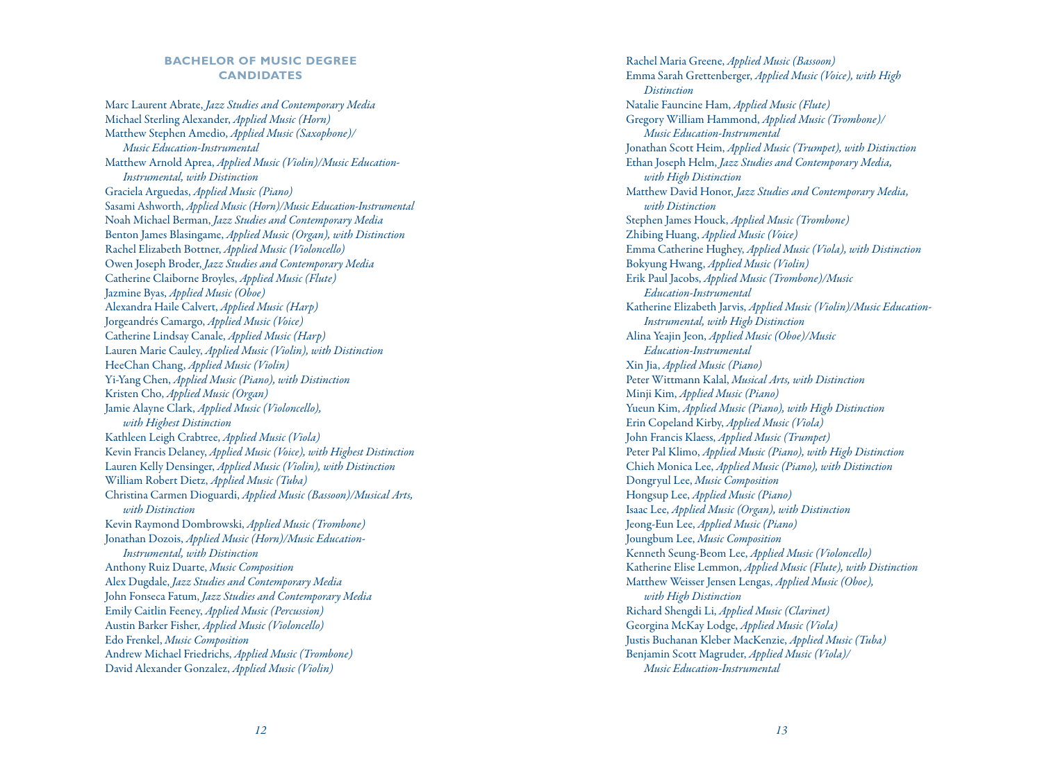## BACHELOR OF MUSIC DEGREE CANDIDATES

Marc Laurent Abrate, *Jazz Studies and Contemporary Media*  
Michael Sterling Alexander, *Applied Music (Horn)*  
Matthew Stephen Amedio, *Applied Music (Saxophone)/ Music Education-Instrumental*  
Matthew Arnold Aprea, *Applied Music (Violin)/Music Education-Instrumental, with Distinction*  
Graciela Arguedas, *Applied Music (Piano)*  
Sasami Ashworth, *Applied Music (Horn)/Music Education-Instrumental*  
Noah Michael Berman, *Jazz Studies and Contemporary Media*  
Benton James Blasingame, *Applied Music (Organ), with Distinction*  
Rachel Elizabeth Bottner, *Applied Music (Violoncello)*  
Owen Joseph Broder, *Jazz Studies and Contemporary Media*  
Catherine Claiborne Broyles, *Applied Music (Flute)*  
Jazmine Byas, *Applied Music (Oboe)*  
Alexandra Haile Calvert, *Applied Music (Harp)*  
Jorgeandrés Camargo, *Applied Music (Voice)*  
Catherine Lindsay Canale, *Applied Music (Harp)*  
Lauren Marie Cauley, *Applied Music (Violin), with Distinction*  
HeeChan Chang, *Applied Music (Violin)*  
Yi-Yang Chen, *Applied Music (Piano), with Distinction*  
Kristen Cho, *Applied Music (Organ)*  
Jamie Alayne Clark, *Applied Music (Violoncello), with Highest Distinction*  
Kathleen Leigh Crabtree, *Applied Music (Viola)*  
Kevin Francis Delaney, *Applied Music (Voice), with Highest Distinction*  
Lauren Kelly Densinger, *Applied Music (Violin), with Distinction*  
William Robert Dietz, *Applied Music (Tuba)*  
Christina Carmen Dioguardi, *Applied Music (Bassoon)/Musical Arts, with Distinction*  
Kevin Raymond Dombrowski, *Applied Music (Trombone)*  
Jonathan Dozois, *Applied Music (Horn)/Music Education-Instrumental, with Distinction*  
Anthony Ruiz Duarte, *Music Composition*  
Alex Dugdale, *Jazz Studies and Contemporary Media*  
John Fonseca Fatum, *Jazz Studies and Contemporary Media*  
Emily Caitlin Feeney, *Applied Music (Percussion)*  
Austin Barker Fisher, *Applied Music (Violoncello)*  
Edo Frenkel, *Music Composition*  
Andrew Michael Friedrichs, *Applied Music (Trombone)*  
David Alexander Gonzalez, *Applied Music (Violin)*  
Rachel Maria Greene, *Applied Music (Bassoon)*  
Emma Sarah Grettenberger, *Applied Music (Voice), with High Distinction*  
Natalie Fauncine Ham, *Applied Music (Flute)*  
Gregory William Hammond, *Applied Music (Trombone)/ Music Education-Instrumental*  
Jonathan Scott Heim, *Applied Music (Trumpet), with Distinction*  
Ethan Joseph Helm, *Jazz Studies and Contemporary Media, with High Distinction*  
Matthew David Honor, *Jazz Studies and Contemporary Media, with Distinction*  
Stephen James Houck, *Applied Music (Trombone)*  
Zhibing Huang, *Applied Music (Voice)*  
Emma Catherine Hughey, *Applied Music (Viola), with Distinction*  
Bokyung Hwang, *Applied Music (Violin)*  
Erik Paul Jacobs, *Applied Music (Trombone)/Music Education-Instrumental*  
Katherine Elizabeth Jarvis, *Applied Music (Violin)/Music Education-Instrumental, with High Distinction*  
Alina Yeajin Jeon, *Applied Music (Oboe)/Music Education-Instrumental*  
Xin Jia, *Applied Music (Piano)*  
Peter Wittmann Kalal, *Musical Arts, with Distinction*  
Minji Kim, *Applied Music (Piano)*  
Yueun Kim, *Applied Music (Piano), with High Distinction*  
Erin Copeland Kirby, *Applied Music (Viola)*  
John Francis Klaess, *Applied Music (Trumpet)*  
Peter Pal Klimo, *Applied Music (Piano), with High Distinction*  
Chieh Monica Lee, *Applied Music (Piano), with Distinction*  
Dongryul Lee, *Music Composition*  
Hongsup Lee, *Applied Music (Piano)*  
Isaac Lee, *Applied Music (Organ), with Distinction*  
Jeong-Eun Lee, *Applied Music (Piano)*  
Joungbum Lee, *Music Composition*  
Kenneth Seung-Beom Lee, *Applied Music (Violoncello)*  
Katherine Elise Lemmon, *Applied Music (Flute), with Distinction*  
Matthew Weisser Jensen Lengas, *Applied Music (Oboe), with High Distinction*  
Richard Shengdi Li, *Applied Music (Clarinet)*  
Georgina McKay Lodge, *Applied Music (Viola)*  
Justis Buchanan Kleber MacKenzie, *Applied Music (Tuba)*  
Benjamin Scott Magruder, *Applied Music (Viola)/ Music Education-Instrumental*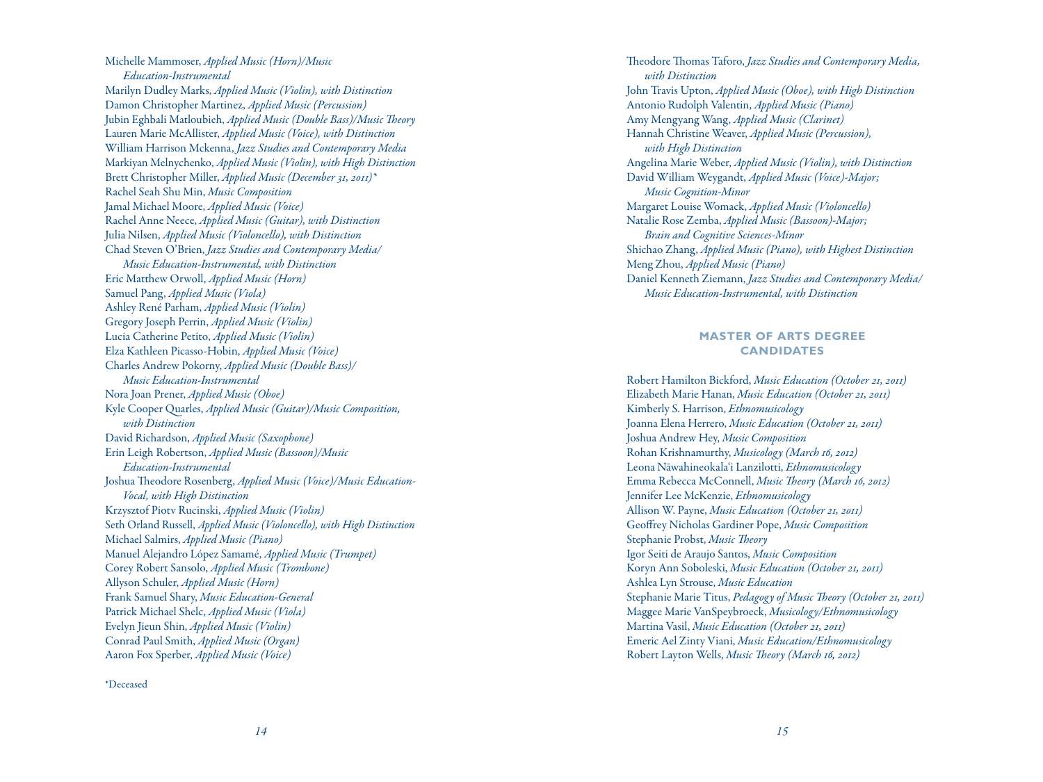Michelle Mammoser, *Applied Music (Horn)/Music Education-Instrumental*
Marilyn Dudley Marks, *Applied Music (Violin), with Distinction*
Damon Christopher Martinez, *Applied Music (Percussion)*
Jubin Eghbali Matloubieh, *Applied Music (Double Bass)/Music Theory*
Lauren Marie McAllister, *Applied Music (Voice), with Distinction*
William Harrison Mckenna, *Jazz Studies and Contemporary Media*
Markiyan Melnychenko, *Applied Music (Violin), with High Distinction*
Brett Christopher Miller, *Applied Music (December 31, 2011)**
Rachel Seah Shu Min, *Music Composition*
Jamal Michael Moore, *Applied Music (Voice)*
Rachel Anne Neece, *Applied Music (Guitar), with Distinction*
Julia Nilsen, *Applied Music (Violoncello), with Distinction*
Chad Steven O'Brien, *Jazz Studies and Contemporary Media/ Music Education-Instrumental, with Distinction*
Eric Matthew Orwoll, *Applied Music (Horn)*
Samuel Pang, *Applied Music (Viola)*
Ashley René Parham, *Applied Music (Violin)*
Gregory Joseph Perrin, *Applied Music (Violin)*
Lucia Catherine Petito, *Applied Music (Violin)*
Elza Kathleen Picasso-Hobin, *Applied Music (Voice)*
Charles Andrew Pokorny, *Applied Music (Double Bass)/ Music Education-Instrumental*
Nora Joan Prener, *Applied Music (Oboe)*
Kyle Cooper Quarles, *Applied Music (Guitar)/Music Composition, with Distinction*
David Richardson, *Applied Music (Saxophone)*
Erin Leigh Robertson, *Applied Music (Bassoon)/Music Education-Instrumental*
Joshua Theodore Rosenberg, *Applied Music (Voice)/Music Education-Vocal, with High Distinction*
Krzysztof Piotv Rucinski, *Applied Music (Violin)*
Seth Orland Russell, *Applied Music (Violoncello), with High Distinction*
Michael Salmirs, *Applied Music (Piano)*
Manuel Alejandro López Samamé, *Applied Music (Trumpet)*
Corey Robert Sansolo, *Applied Music (Trombone)*
Allyson Schuler, *Applied Music (Horn)*
Frank Samuel Shary, *Music Education-General*
Patrick Michael Shelc, *Applied Music (Viola)*
Evelyn Jieun Shin, *Applied Music (Violin)*
Conrad Paul Smith, *Applied Music (Organ)*
Aaron Fox Sperber, *Applied Music (Voice)*

*Deceased

Theodore Thomas Taforo, *Jazz Studies and Contemporary Media, with Distinction*
John Travis Upton, *Applied Music (Oboe), with High Distinction*
Antonio Rudolph Valentin, *Applied Music (Piano)*
Amy Mengyang Wang, *Applied Music (Clarinet)*
Hannah Christine Weaver, *Applied Music (Percussion), with High Distinction*
Angelina Marie Weber, *Applied Music (Violin), with Distinction*
David William Weygandt, *Applied Music (Voice)-Major; Music Cognition-Minor*
Margaret Louise Womack, *Applied Music (Violoncello)*
Natalie Rose Zemba, *Applied Music (Bassoon)-Major; Brain and Cognitive Sciences-Minor*
Shichao Zhang, *Applied Music (Piano), with Highest Distinction*
Meng Zhou, *Applied Music (Piano)*
Daniel Kenneth Ziemann, *Jazz Studies and Contemporary Media/ Music Education-Instrumental, with Distinction*

## MASTER OF ARTS DEGREE CANDIDATES

Robert Hamilton Bickford, *Music Education (October 21, 2011)*
Elizabeth Marie Hanan, *Music Education (October 21, 2011)*
Kimberly S. Harrison, *Ethnomusicology*
Joanna Elena Herrero, *Music Education (October 21, 2011)*
Joshua Andrew Hey, *Music Composition*
Rohan Krishnamurthy, *Musicology (March 16, 2012)*
Leona Nāwahineokala'i Lanzilotti, *Ethnomusicology*
Emma Rebecca McConnell, *Music Theory (March 16, 2012)*
Jennifer Lee McKenzie, *Ethnomusicology*
Allison W. Payne, *Music Education (October 21, 2011)*
Geoffrey Nicholas Gardiner Pope, *Music Composition*
Stephanie Probst, *Music Theory*
Igor Seiti de Araujo Santos, *Music Composition*
Koryn Ann Soboleski, *Music Education (October 21, 2011)*
Ashlea Lyn Strouse, *Music Education*
Stephanie Marie Titus, *Pedagogy of Music Theory (October 21, 2011)*
Maggee Marie VanSpeybroeck, *Musicology/Ethnomusicology*
Martina Vasil, *Music Education (October 21, 2011)*
Emeric Ael Zinty Viani, *Music Education/Ethnomusicology*
Robert Layton Wells, *Music Theory (March 16, 2012)*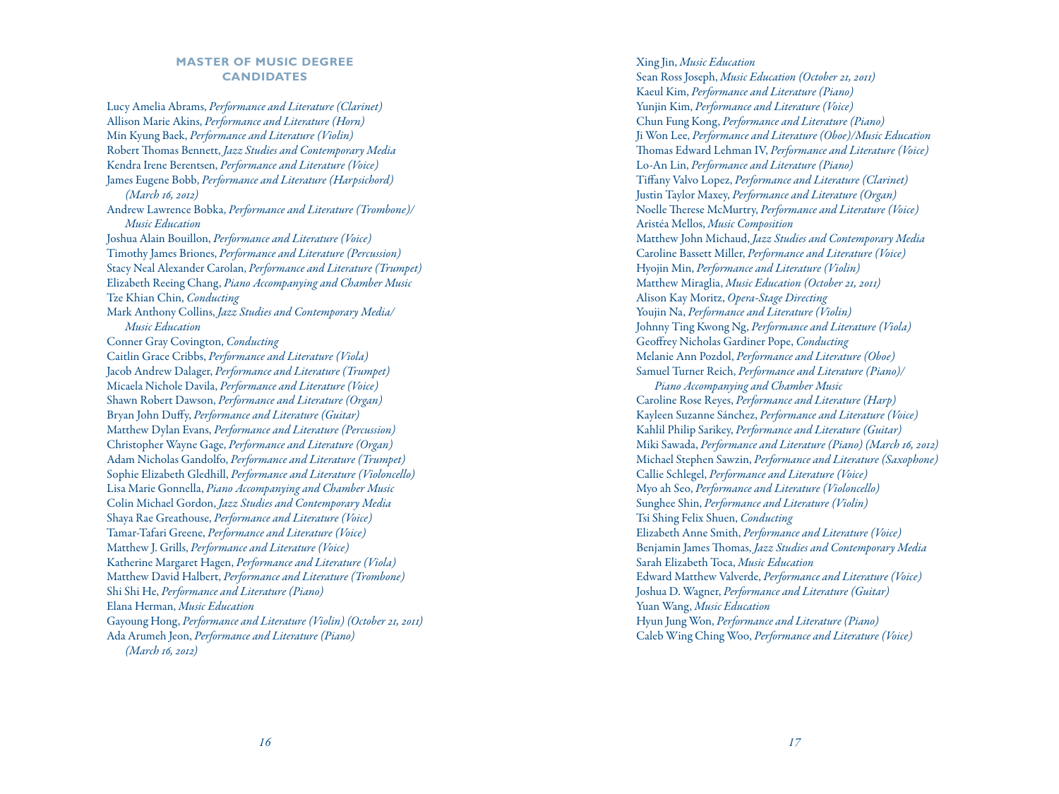## MASTER OF MUSIC DEGREE CANDIDATES

Lucy Amelia Abrams, *Performance and Literature (Clarinet)*
Allison Marie Akins, *Performance and Literature (Horn)*
Min Kyung Baek, *Performance and Literature (Violin)*
Robert Thomas Bennett, *Jazz Studies and Contemporary Media*
Kendra Irene Berentsen, *Performance and Literature (Voice)*
James Eugene Bobb, *Performance and Literature (Harpsichord) (March 16, 2012)*
Andrew Lawrence Bobka, *Performance and Literature (Trombone)/ Music Education*
Joshua Alain Bouillon, *Performance and Literature (Voice)*
Timothy James Briones, *Performance and Literature (Percussion)*
Stacy Neal Alexander Carolan, *Performance and Literature (Trumpet)*
Elizabeth Reeing Chang, *Piano Accompanying and Chamber Music*
Tze Khian Chin, *Conducting*
Mark Anthony Collins, *Jazz Studies and Contemporary Media/ Music Education*
Conner Gray Covington, *Conducting*
Caitlin Grace Cribbs, *Performance and Literature (Viola)*
Jacob Andrew Dalager, *Performance and Literature (Trumpet)*
Micaela Nichole Davila, *Performance and Literature (Voice)*
Shawn Robert Dawson, *Performance and Literature (Organ)*
Bryan John Duffy, *Performance and Literature (Guitar)*
Matthew Dylan Evans, *Performance and Literature (Percussion)*
Christopher Wayne Gage, *Performance and Literature (Organ)*
Adam Nicholas Gandolfo, *Performance and Literature (Trumpet)*
Sophie Elizabeth Gledhill, *Performance and Literature (Violoncello)*
Lisa Marie Gonnella, *Piano Accompanying and Chamber Music*
Colin Michael Gordon, *Jazz Studies and Contemporary Media*
Shaya Rae Greathouse, *Performance and Literature (Voice)*
Tamar-Tafari Greene, *Performance and Literature (Voice)*
Matthew J. Grills, *Performance and Literature (Voice)*
Katherine Margaret Hagen, *Performance and Literature (Viola)*
Matthew David Halbert, *Performance and Literature (Trombone)*
Shi Shi He, *Performance and Literature (Piano)*
Elana Herman, *Music Education*
Gayoung Hong, *Performance and Literature (Violin) (October 21, 2011)*
Ada Arumeh Jeon, *Performance and Literature (Piano) (March 16, 2012)*
Xing Jin, *Music Education*
Sean Ross Joseph, *Music Education (October 21, 2011)*
Kaeul Kim, *Performance and Literature (Piano)*
Yunjin Kim, *Performance and Literature (Voice)*
Chun Fung Kong, *Performance and Literature (Piano)*
Ji Won Lee, *Performance and Literature (Oboe)/Music Education*
Thomas Edward Lehman IV, *Performance and Literature (Voice)*
Lo-An Lin, *Performance and Literature (Piano)*
Tiffany Valvo Lopez, *Performance and Literature (Clarinet)*
Justin Taylor Maxey, *Performance and Literature (Organ)*
Noelle Therese McMurtry, *Performance and Literature (Voice)*
Aristéa Mellos, *Music Composition*
Matthew John Michaud, *Jazz Studies and Contemporary Media*
Caroline Bassett Miller, *Performance and Literature (Voice)*
Hyojin Min, *Performance and Literature (Violin)*
Matthew Miraglia, *Music Education (October 21, 2011)*
Alison Kay Moritz, *Opera-Stage Directing*
Youjin Na, *Performance and Literature (Violin)*
Johnny Ting Kwong Ng, *Performance and Literature (Viola)*
Geoffrey Nicholas Gardiner Pope, *Conducting*
Melanie Ann Pozdol, *Performance and Literature (Oboe)*
Samuel Turner Reich, *Performance and Literature (Piano)/ Piano Accompanying and Chamber Music*
Caroline Rose Reyes, *Performance and Literature (Harp)*
Kayleen Suzanne Sánchez, *Performance and Literature (Voice)*
Kahlil Philip Sarikey, *Performance and Literature (Guitar)*
Miki Sawada, *Performance and Literature (Piano) (March 16, 2012)*
Michael Stephen Sawzin, *Performance and Literature (Saxophone)*
Callie Schlegel, *Performance and Literature (Voice)*
Myo ah Seo, *Performance and Literature (Violoncello)*
Sunghee Shin, *Performance and Literature (Violin)*
Tsi Shing Felix Shuen, *Conducting*
Elizabeth Anne Smith, *Performance and Literature (Voice)*
Benjamin James Thomas, *Jazz Studies and Contemporary Media*
Sarah Elizabeth Toca, *Music Education*
Edward Matthew Valverde, *Performance and Literature (Voice)*
Joshua D. Wagner, *Performance and Literature (Guitar)*
Yuan Wang, *Music Education*
Hyun Jung Won, *Performance and Literature (Piano)*
Caleb Wing Ching Woo, *Performance and Literature (Voice)*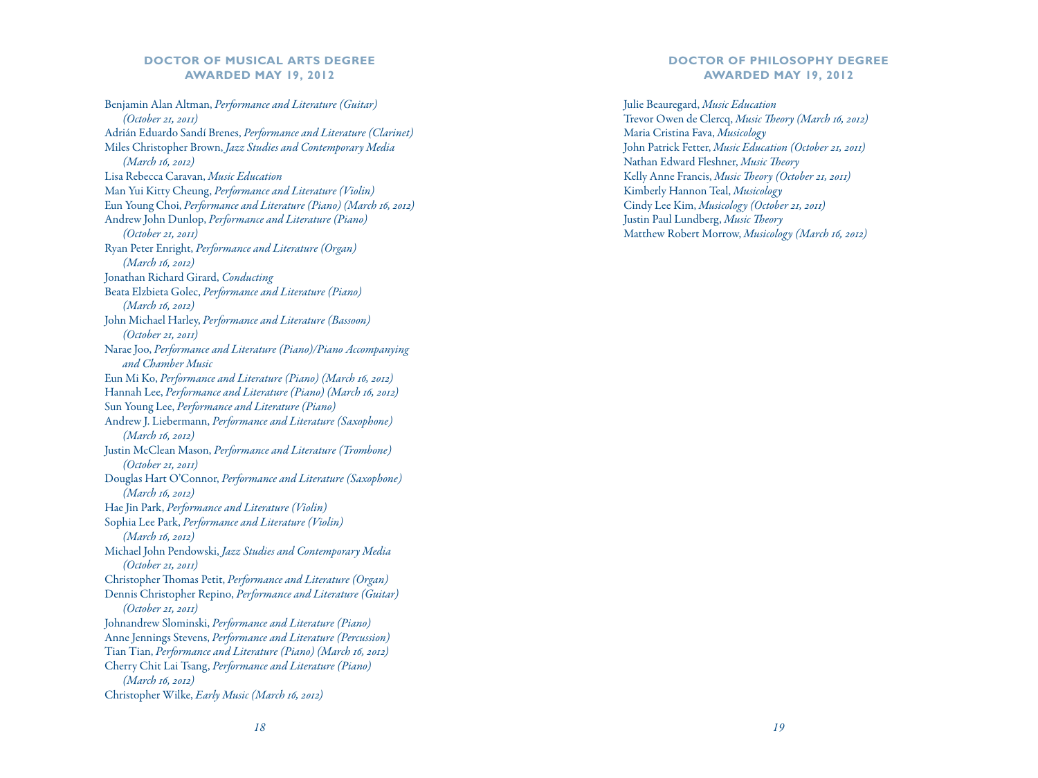## DOCTOR OF MUSICAL ARTS DEGREE
## AWARDED MAY 19, 2012

Benjamin Alan Altman, *Performance and Literature (Guitar) (October 21, 2011)*
Adrián Eduardo Sandí Brenes, *Performance and Literature (Clarinet)*
Miles Christopher Brown, *Jazz Studies and Contemporary Media (March 16, 2012)*
Lisa Rebecca Caravan, *Music Education*
Man Yui Kitty Cheung, *Performance and Literature (Violin)*
Eun Young Choi, *Performance and Literature (Piano) (March 16, 2012)*
Andrew John Dunlop, *Performance and Literature (Piano) (October 21, 2011)*
Ryan Peter Enright, *Performance and Literature (Organ) (March 16, 2012)*
Jonathan Richard Girard, *Conducting*
Beata Elzbieta Golec, *Performance and Literature (Piano) (March 16, 2012)*
John Michael Harley, *Performance and Literature (Bassoon) (October 21, 2011)*
Narae Joo, *Performance and Literature (Piano)/Piano Accompanying and Chamber Music*
Eun Mi Ko, *Performance and Literature (Piano) (March 16, 2012)*
Hannah Lee, *Performance and Literature (Piano) (March 16, 2012)*
Sun Young Lee, *Performance and Literature (Piano)*
Andrew J. Liebermann, *Performance and Literature (Saxophone) (March 16, 2012)*
Justin McClean Mason, *Performance and Literature (Trombone) (October 21, 2011)*
Douglas Hart O'Connor, *Performance and Literature (Saxophone) (March 16, 2012)*
Hae Jin Park, *Performance and Literature (Violin)*
Sophia Lee Park, *Performance and Literature (Violin) (March 16, 2012)*
Michael John Pendowski, *Jazz Studies and Contemporary Media (October 21, 2011)*
Christopher Thomas Petit, *Performance and Literature (Organ)*
Dennis Christopher Repino, *Performance and Literature (Guitar) (October 21, 2011)*
Johnandrew Slominski, *Performance and Literature (Piano)*
Anne Jennings Stevens, *Performance and Literature (Percussion)*
Tian Tian, *Performance and Literature (Piano) (March 16, 2012)*
Cherry Chit Lai Tsang, *Performance and Literature (Piano) (March 16, 2012)*
Christopher Wilke, *Early Music (March 16, 2012)*

## DOCTOR OF PHILOSOPHY DEGREE
## AWARDED MAY 19, 2012

Julie Beauregard, *Music Education*
Trevor Owen de Clercq, *Music Theory (March 16, 2012)*
Maria Cristina Fava, *Musicology*
John Patrick Fetter, *Music Education (October 21, 2011)*
Nathan Edward Fleshner, *Music Theory*
Kelly Anne Francis, *Music Theory (October 21, 2011)*
Kimberly Hannon Teal, *Musicology*
Cindy Lee Kim, *Musicology (October 21, 2011)*
Justin Paul Lundberg, *Music Theory*
Matthew Robert Morrow, *Musicology (March 16, 2012)*